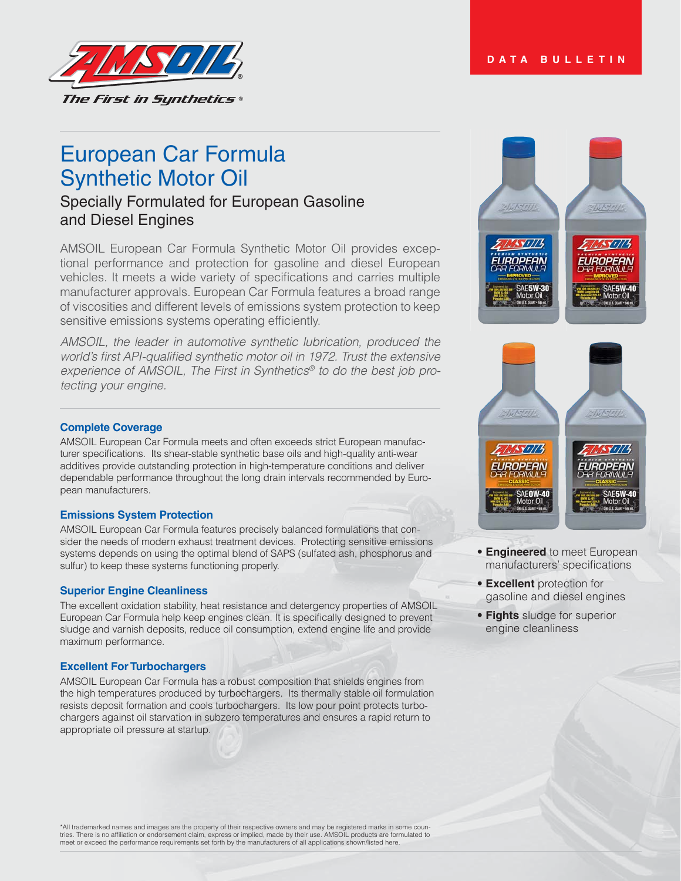DATA BULLETIN

# European Car Formula Synthetic Motor Oil

## Specially Formulated for European Gasoline and Diesel Engines

AMSOIL European Car Formula Synthetic Motor Oil provides exceptional performance and protection for gasoline and diesel European vehicles. It meets a wide variety of specifications and carries multiple manufacturer approvals. European Car Formula features a broad range of viscosities and different levels of emissions system protection to keep sensitive emissions systems operating efficiently.

*AMSOIL, the leader in automotive synthetic lubrication, produced the world's first API-qualified synthetic motor oil in 1972. Trust the extensive experience of AMSOIL, The First in Synthetics® to do the best job protecting your engine.*

### Complete Coverage

AMSOIL European Car Formula meets and often exceeds strict European manufacturer specifications. Its shear-stable synthetic base oils and high-quality anti-wear additives provide outstanding protection in high-temperature conditions and deliver dependable performance throughout the long drain intervals recommended by European manufacturers.

### Emissions System Protection

AMSOIL European Car Formula features precisely balanced formulations that consider the needs of modern exhaust treatment devices. Protecting sensitive emissions systems depends on using the optimal blend of SAPS (sulfated ash, phosphorus and sulfur) to keep these systems functioning properly.

### Superior Engine Cleanliness

The excellent oxidation stability, heat resistance and detergency properties of AMSOIL European Car Formula help keep engines clean. It is specifically designed to prevent sludge and varnish deposits, reduce oil consumption, extend engine life and provide maximum performance.

### Excellent For Turbochargers

AMSOIL European Car Formula has a robust composition that shields engines from the high temperatures produced by turbochargers. Its thermally stable oil formulation resists deposit formation and cools turbochargers. Its low pour point protects turbochargers against oil starvation in subzero temperatures and ensures a rapid return to appropriate oil pressure at startup.

- **Engineered** to meet European manufacturers' specifications
- **Excellent** protection for gasoline and diesel engines
- **Fights** sludge for superior engine cleanliness

*All trademarked names and images are the property of their respective owners and may be registered marks in some countries. There is no affiliation or endorsement claim, express or implied, made by their use. AMSOIL products are formulated to meet or exceed the performance requirements set forth by the manufacturers of all applications shown/listed here.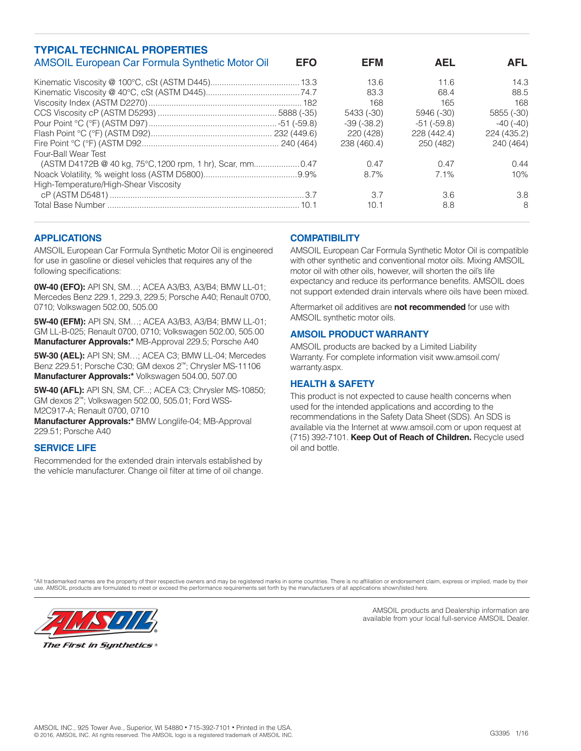## TYPICAL TECHNICAL PROPERTIES

| AMSOIL European Car Formula Synthetic Motor Oil | EFO | EFM | AEL | AFL |
|---|---|---|---|---|
| Kinematic Viscosity @ 100°C, cSt (ASTM D445) | 13.3 | 13.6 | 11.6 | 14.3 |
| Kinematic Viscosity @ 40°C, cSt (ASTM D445) | 74.7 | 83.3 | 68.4 | 88.5 |
| Viscosity Index (ASTM D2270) | 182 | 168 | 165 | 168 |
| CCS Viscosity cP (ASTM D5293) | 5888 (-35) | 5433 (-30) | 5946 (-30) | 5855 (-30) |
| Pour Point °C (°F) (ASTM D97) | -51 (-59.8) | -39 (-38.2) | -51 (-59.8) | -40 (-40) |
| Flash Point °C (°F) (ASTM D92) | 232 (449.6) | 220 (428) | 228 (442.4) | 224 (435.2) |
| Fire Point °C (°F) (ASTM D92 | 240 (464) | 238 (460.4) | 250 (482) | 240 (464) |
| Four-Ball Wear Test (ASTM D4172B @ 40 kg, 75°C,1200 rpm, 1 hr), Scar, mm | 0.47 | 0.47 | 0.47 | 0.44 |
| Noack Volatility, % weight loss (ASTM D5800) | 9.9% | 8.7% | 7.1% | 10% |
| High-Temperature/High-Shear Viscosity cP (ASTM D5481) | 3.7 | 3.7 | 3.6 | 3.8 |
| Total Base Number | 10.1 | 10.1 | 8.8 | 8 |

### APPLICATIONS

AMSOIL European Car Formula Synthetic Motor Oil is engineered for use in gasoline or diesel vehicles that requires any of the following specifications:

**0W-40 (EFO):** API SN, SM…; ACEA A3/B3, A3/B4; BMW LL-01; Mercedes Benz 229.1, 229.3, 229.5; Porsche A40; Renault 0700, 0710; Volkswagen 502.00, 505.00

**5W-40 (EFM):** API SN, SM…; ACEA A3/B3, A3/B4; BMW LL-01; GM LL-B-025; Renault 0700, 0710; Volkswagen 502.00, 505.00
**Manufacturer Approvals:*** MB-Approval 229.5; Porsche A40

**5W-30 (AEL):** API SN; SM…; ACEA C3; BMW LL-04; Mercedes Benz 229.51; Porsche C30; GM dexos 2™; Chrysler MS-11106
**Manufacturer Approvals:*** Volkswagen 504.00, 507.00

**5W-40 (AFL):** API SN, SM, CF...; ACEA C3; Chrysler MS-10850; GM dexos 2™; Volkswagen 502.00, 505.01; Ford WSS-M2C917-A; Renault 0700, 0710
**Manufacturer Approvals:*** BMW Longlife-04; MB-Approval 229.51; Porsche A40

### SERVICE LIFE

Recommended for the extended drain intervals established by the vehicle manufacturer. Change oil filter at time of oil change.

### COMPATIBILITY

AMSOIL European Car Formula Synthetic Motor Oil is compatible with other synthetic and conventional motor oils. Mixing AMSOIL motor oil with other oils, however, will shorten the oil's life expectancy and reduce its performance benefits. AMSOIL does not support extended drain intervals where oils have been mixed.

Aftermarket oil additives are **not recommended** for use with AMSOIL synthetic motor oils.

### AMSOIL PRODUCT WARRANTY

AMSOIL products are backed by a Limited Liability Warranty. For complete information visit www.amsoil.com/warranty.aspx.

### HEALTH & SAFETY

This product is not expected to cause health concerns when used for the intended applications and according to the recommendations in the Safety Data Sheet (SDS). An SDS is available via the Internet at www.amsoil.com or upon request at (715) 392-7101. **Keep Out of Reach of Children.** Recycle used oil and bottle.

*All trademarked names are the property of their respective owners and may be registered marks in some countries. There is no affiliation or endorsement claim, express or implied, made by their use. AMSOIL products are formulated to meet or exceed the performance requirements set forth by the manufacturers of all applications shown/listed here.

The First in Synthetics®

AMSOIL products and Dealership information are available from your local full-service AMSOIL Dealer.

AMSOIL INC., 925 Tower Ave., Superior, WI 54880 • 715-392-7101 • Printed in the USA.
© 2016, AMSOIL INC. All rights reserved. The AMSOIL logo is a registered trademark of AMSOIL INC.

G3395 1/16